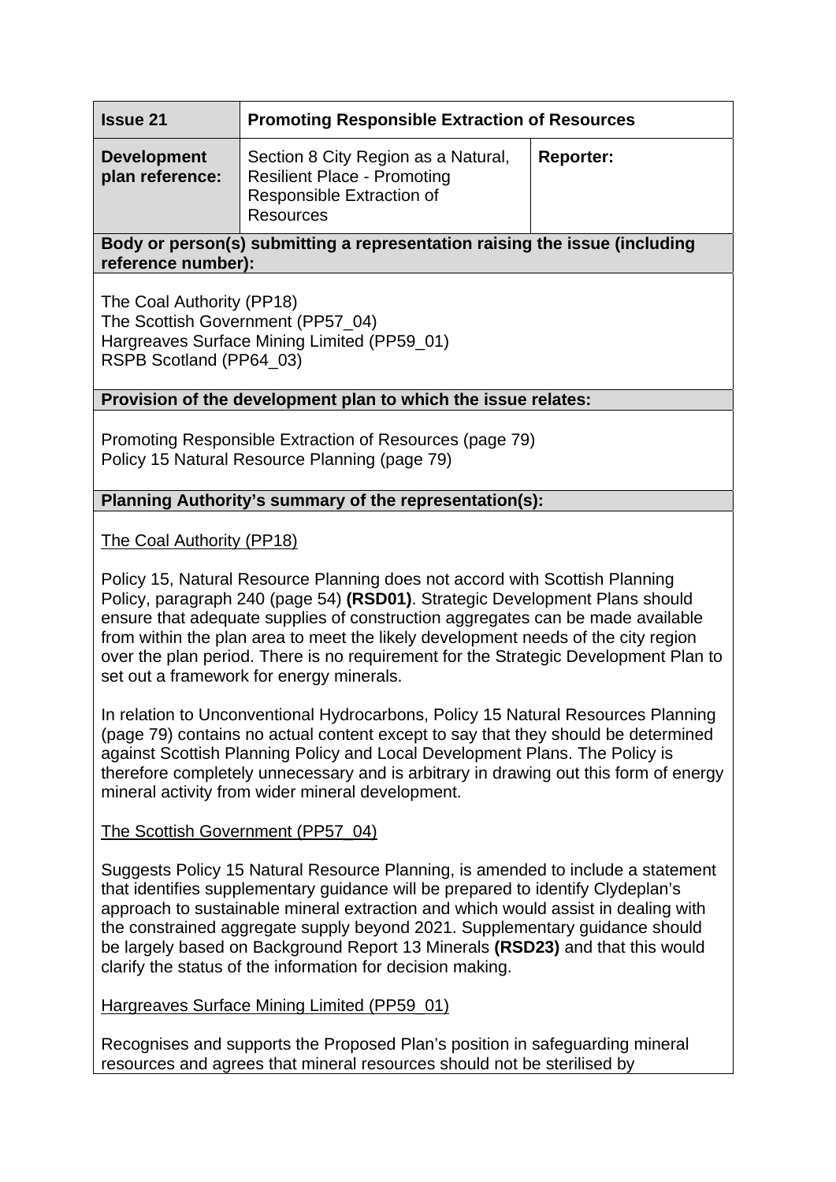| **Issue 21** | **Promoting Responsible Extraction of Resources** | |
|---|---|---|
| **Development plan reference:** | Section 8 City Region as a Natural, Resilient Place - Promoting Responsible Extraction of Resources | **Reporter:** |

**Body or person(s) submitting a representation raising the issue (including reference number):**

The Coal Authority (PP18)
The Scottish Government (PP57_04)
Hargreaves Surface Mining Limited (PP59_01)
RSPB Scotland (PP64_03)

**Provision of the development plan to which the issue relates:**

Promoting Responsible Extraction of Resources (page 79)
Policy 15 Natural Resource Planning (page 79)

**Planning Authority's summary of the representation(s):**

<u>The Coal Authority (PP18)</u>

Policy 15, Natural Resource Planning does not accord with Scottish Planning Policy, paragraph 240 (page 54) **(RSD01)**. Strategic Development Plans should ensure that adequate supplies of construction aggregates can be made available from within the plan area to meet the likely development needs of the city region over the plan period. There is no requirement for the Strategic Development Plan to set out a framework for energy minerals.

In relation to Unconventional Hydrocarbons, Policy 15 Natural Resources Planning (page 79) contains no actual content except to say that they should be determined against Scottish Planning Policy and Local Development Plans. The Policy is therefore completely unnecessary and is arbitrary in drawing out this form of energy mineral activity from wider mineral development.

<u>The Scottish Government (PP57_04)</u>

Suggests Policy 15 Natural Resource Planning, is amended to include a statement that identifies supplementary guidance will be prepared to identify Clydeplan's approach to sustainable mineral extraction and which would assist in dealing with the constrained aggregate supply beyond 2021. Supplementary guidance should be largely based on Background Report 13 Minerals **(RSD23)** and that this would clarify the status of the information for decision making.

<u>Hargreaves Surface Mining Limited (PP59_01)</u>

Recognises and supports the Proposed Plan's position in safeguarding mineral resources and agrees that mineral resources should not be sterilised by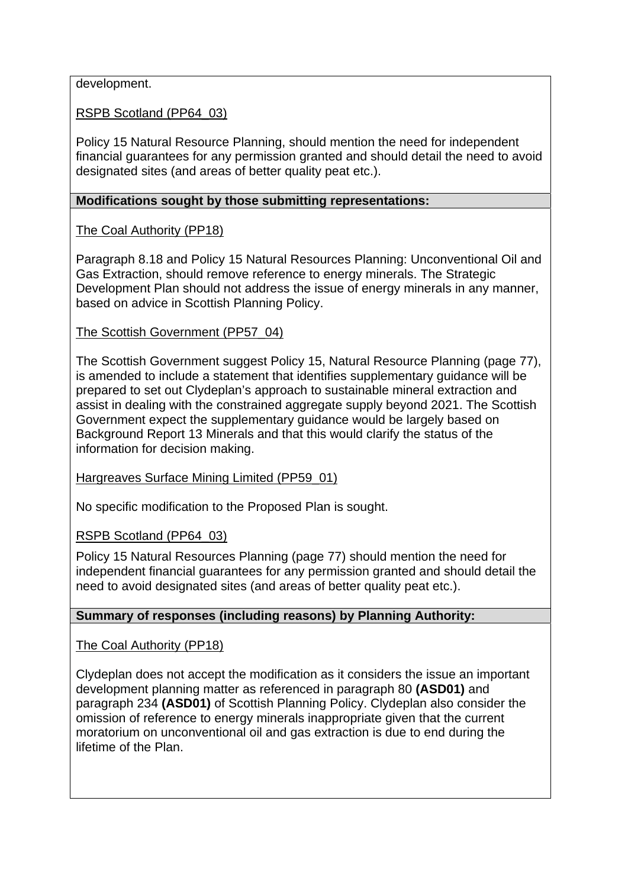development.

RSPB Scotland (PP64_03)

Policy 15 Natural Resource Planning, should mention the need for independent financial guarantees for any permission granted and should detail the need to avoid designated sites (and areas of better quality peat etc.).

**Modifications sought by those submitting representations:**

The Coal Authority (PP18)

Paragraph 8.18 and Policy 15 Natural Resources Planning: Unconventional Oil and Gas Extraction, should remove reference to energy minerals. The Strategic Development Plan should not address the issue of energy minerals in any manner, based on advice in Scottish Planning Policy.

The Scottish Government (PP57_04)

The Scottish Government suggest Policy 15, Natural Resource Planning (page 77), is amended to include a statement that identifies supplementary guidance will be prepared to set out Clydeplan's approach to sustainable mineral extraction and assist in dealing with the constrained aggregate supply beyond 2021. The Scottish Government expect the supplementary guidance would be largely based on Background Report 13 Minerals and that this would clarify the status of the information for decision making.

Hargreaves Surface Mining Limited (PP59_01)

No specific modification to the Proposed Plan is sought.

RSPB Scotland (PP64_03)

Policy 15 Natural Resources Planning (page 77) should mention the need for independent financial guarantees for any permission granted and should detail the need to avoid designated sites (and areas of better quality peat etc.).

**Summary of responses (including reasons) by Planning Authority:**

The Coal Authority (PP18)

Clydeplan does not accept the modification as it considers the issue an important development planning matter as referenced in paragraph 80 **(ASD01)** and paragraph 234 **(ASD01)** of Scottish Planning Policy. Clydeplan also consider the omission of reference to energy minerals inappropriate given that the current moratorium on unconventional oil and gas extraction is due to end during the lifetime of the Plan.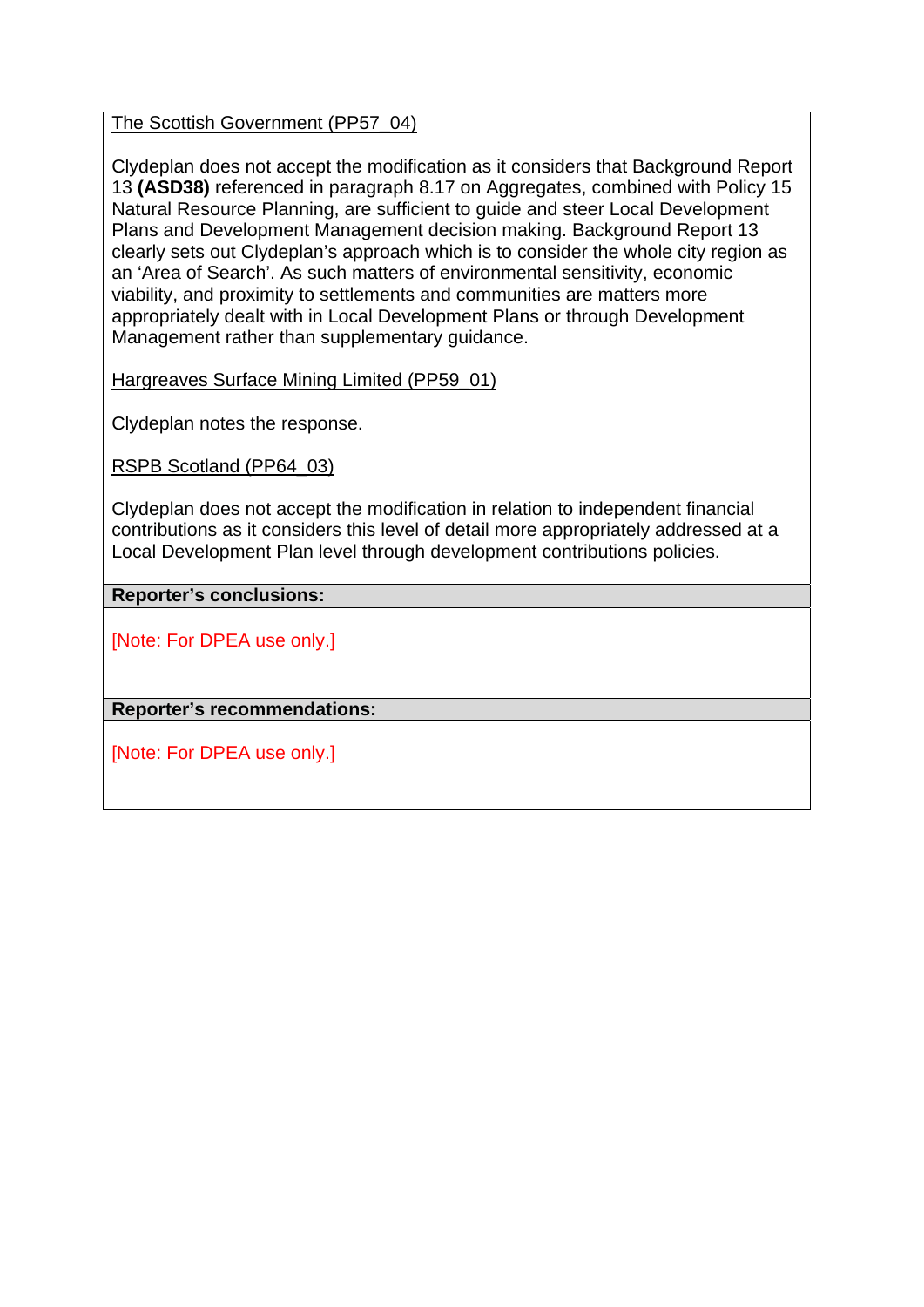The Scottish Government (PP57_04)

Clydeplan does not accept the modification as it considers that Background Report 13 **(ASD38)** referenced in paragraph 8.17 on Aggregates, combined with Policy 15 Natural Resource Planning, are sufficient to guide and steer Local Development Plans and Development Management decision making. Background Report 13 clearly sets out Clydeplan's approach which is to consider the whole city region as an 'Area of Search'. As such matters of environmental sensitivity, economic viability, and proximity to settlements and communities are matters more appropriately dealt with in Local Development Plans or through Development Management rather than supplementary guidance.

Hargreaves Surface Mining Limited (PP59_01)

Clydeplan notes the response.

RSPB Scotland (PP64_03)

Clydeplan does not accept the modification in relation to independent financial contributions as it considers this level of detail more appropriately addressed at a Local Development Plan level through development contributions policies.

**Reporter's conclusions:**

[Note: For DPEA use only.]

**Reporter's recommendations:**

[Note: For DPEA use only.]